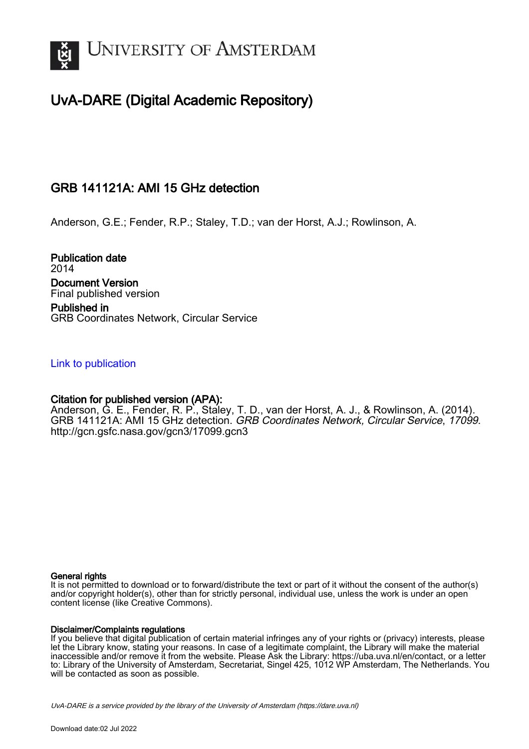# University of Amsterdam

## UvA-DARE (Digital Academic Repository)

### GRB 141121A: AMI 15 GHz detection

Anderson, G.E.; Fender, R.P.; Staley, T.D.; van der Horst, A.J.; Rowlinson, A.

**Publication date**
2014

**Document Version**
Final published version

**Published in**
GRB Coordinates Network, Circular Service

Link to publication

**Citation for published version (APA):**
Anderson, G. E., Fender, R. P., Staley, T. D., van der Horst, A. J., & Rowlinson, A. (2014). GRB 141121A: AMI 15 GHz detection. *GRB Coordinates Network, Circular Service*, *17099*. http://gcn.gsfc.nasa.gov/gcn3/17099.gcn3

**General rights**
It is not permitted to download or to forward/distribute the text or part of it without the consent of the author(s) and/or copyright holder(s), other than for strictly personal, individual use, unless the work is under an open content license (like Creative Commons).

**Disclaimer/Complaints regulations**
If you believe that digital publication of certain material infringes any of your rights or (privacy) interests, please let the Library know, stating your reasons. In case of a legitimate complaint, the Library will make the material inaccessible and/or remove it from the website. Please Ask the Library: https://uba.uva.nl/en/contact, or a letter to: Library of the University of Amsterdam, Secretariat, Singel 425, 1012 WP Amsterdam, The Netherlands. You will be contacted as soon as possible.

*UvA-DARE is a service provided by the library of the University of Amsterdam (https://dare.uva.nl)*

Download date:02 Jul 2022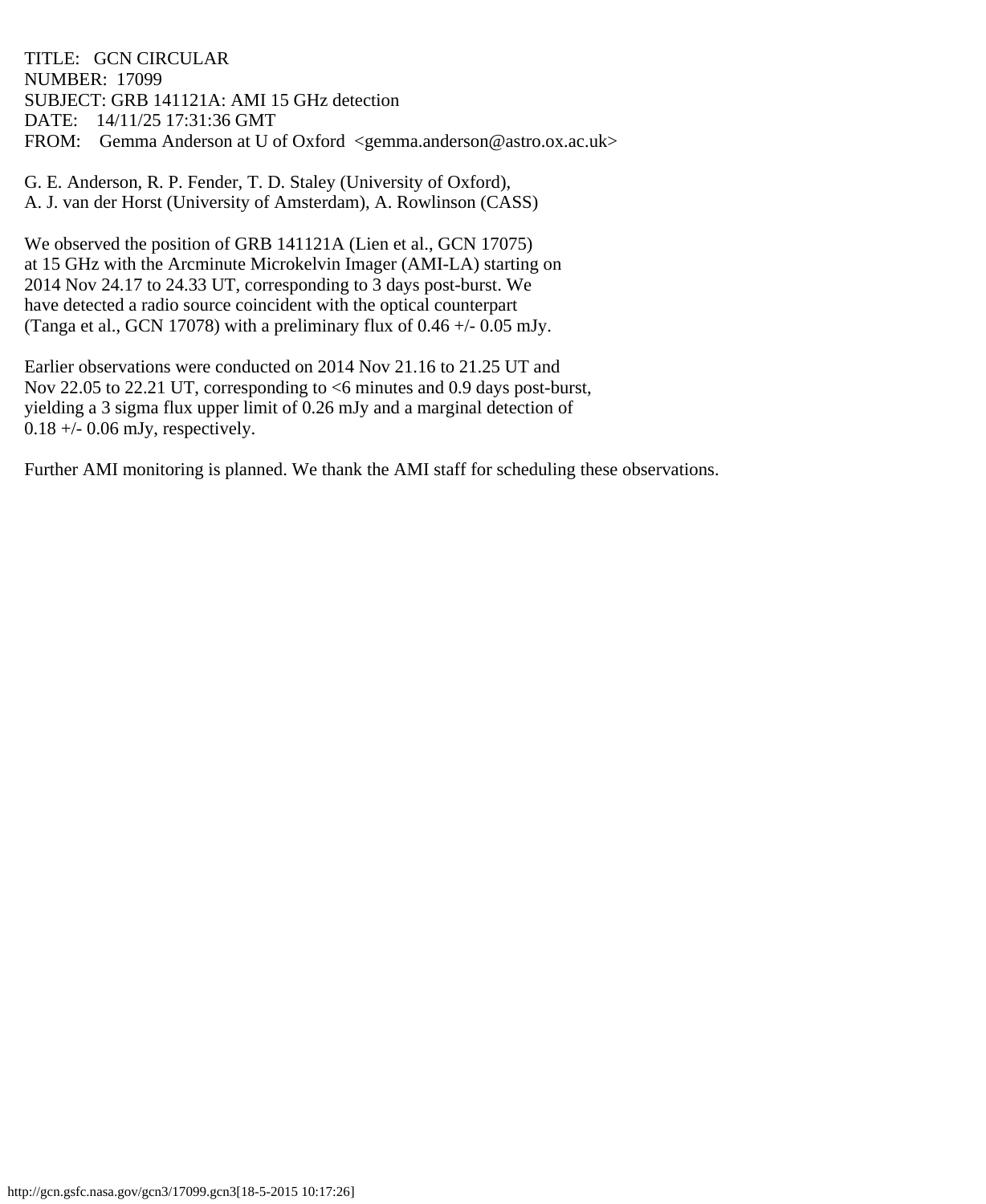TITLE: GCN CIRCULAR
NUMBER: 17099
SUBJECT: GRB 141121A: AMI 15 GHz detection
DATE: 14/11/25 17:31:36 GMT
FROM: Gemma Anderson at U of Oxford <gemma.anderson@astro.ox.ac.uk>

G. E. Anderson, R. P. Fender, T. D. Staley (University of Oxford),
A. J. van der Horst (University of Amsterdam), A. Rowlinson (CASS)

We observed the position of GRB 141121A (Lien et al., GCN 17075) at 15 GHz with the Arcminute Microkelvin Imager (AMI-LA) starting on 2014 Nov 24.17 to 24.33 UT, corresponding to 3 days post-burst. We have detected a radio source coincident with the optical counterpart (Tanga et al., GCN 17078) with a preliminary flux of 0.46 +/- 0.05 mJy.

Earlier observations were conducted on 2014 Nov 21.16 to 21.25 UT and Nov 22.05 to 22.21 UT, corresponding to <6 minutes and 0.9 days post-burst, yielding a 3 sigma flux upper limit of 0.26 mJy and a marginal detection of 0.18 +/- 0.06 mJy, respectively.

Further AMI monitoring is planned. We thank the AMI staff for scheduling these observations.